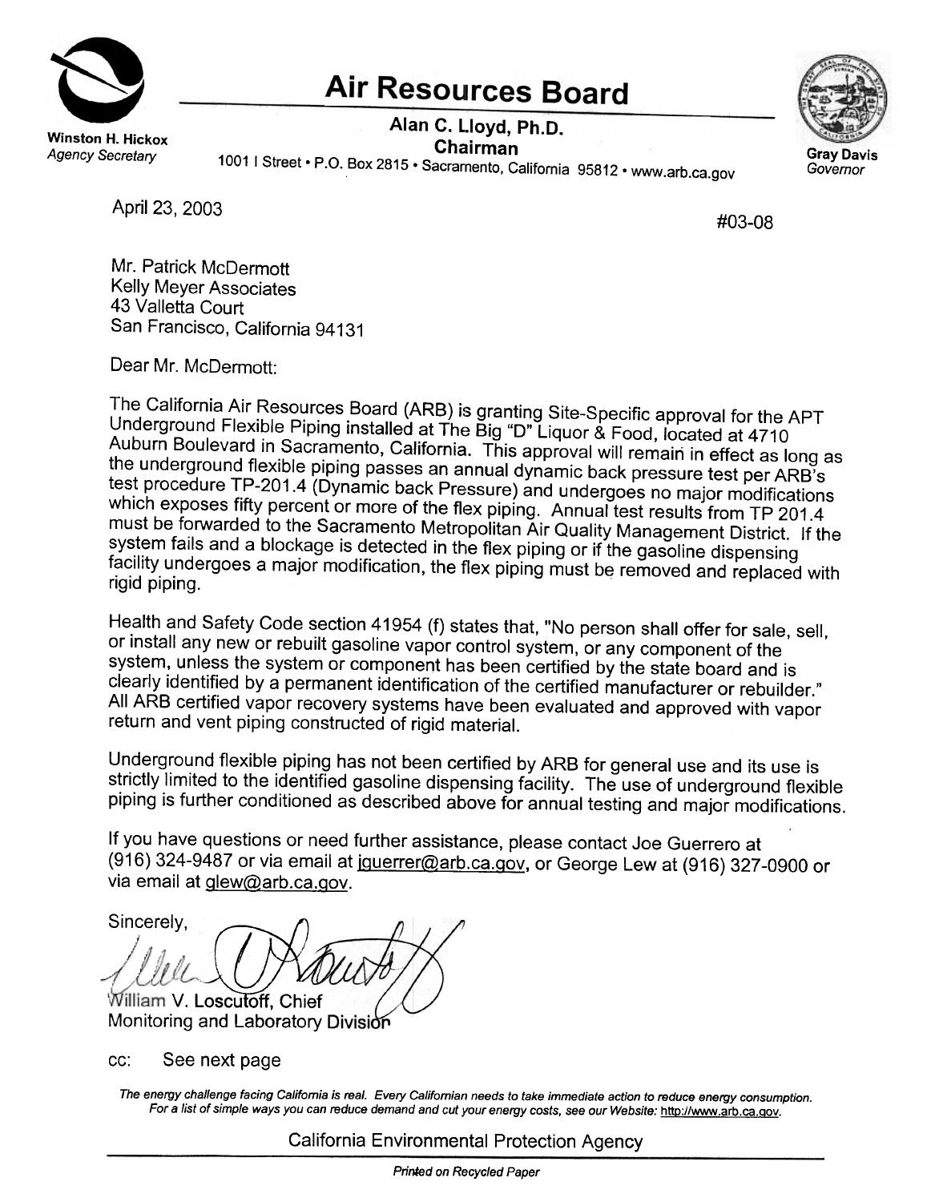# Air Resources Board

**Winston H. Hickox**
*Agency Secretary*

**Alan C. Lloyd, Ph.D.**
**Chairman**
1001 I Street • P.O. Box 2815 • Sacramento, California 95812 • www.arb.ca.gov

**Gray Davis**
*Governor*

April 23, 2003

#03-08

Mr. Patrick McDermott
Kelly Meyer Associates
43 Valletta Court
San Francisco, California 94131

Dear Mr. McDermott:

The California Air Resources Board (ARB) is granting Site-Specific approval for the APT Underground Flexible Piping installed at The Big "D" Liquor & Food, located at 4710 Auburn Boulevard in Sacramento, California. This approval will remain in effect as long as the underground flexible piping passes an annual dynamic back pressure test per ARB's test procedure TP-201.4 (Dynamic back Pressure) and undergoes no major modifications which exposes fifty percent or more of the flex piping. Annual test results from TP 201.4 must be forwarded to the Sacramento Metropolitan Air Quality Management District. If the system fails and a blockage is detected in the flex piping or if the gasoline dispensing facility undergoes a major modification, the flex piping must be removed and replaced with rigid piping.

Health and Safety Code section 41954 (f) states that, "No person shall offer for sale, sell, or install any new or rebuilt gasoline vapor control system, or any component of the system, unless the system or component has been certified by the state board and is clearly identified by a permanent identification of the certified manufacturer or rebuilder." All ARB certified vapor recovery systems have been evaluated and approved with vapor return and vent piping constructed of rigid material.

Underground flexible piping has not been certified by ARB for general use and its use is strictly limited to the identified gasoline dispensing facility. The use of underground flexible piping is further conditioned as described above for annual testing and major modifications.

If you have questions or need further assistance, please contact Joe Guerrero at (916) 324-9487 or via email at jguerrer@arb.ca.gov, or George Lew at (916) 327-0900 or via email at glew@arb.ca.gov.

Sincerely,

William V. Loscutoff, Chief
Monitoring and Laboratory Division

cc: See next page

*The energy challenge facing California is real. Every Californian needs to take immediate action to reduce energy consumption. For a list of simple ways you can reduce demand and cut your energy costs, see our Website: http://www.arb.ca.gov.*

California Environmental Protection Agency

*Printed on Recycled Paper*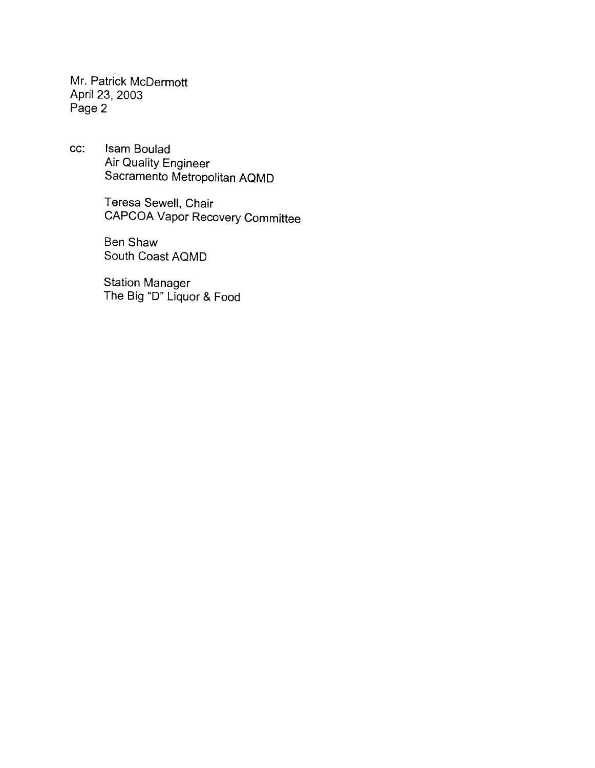Mr. Patrick McDermott
April 23, 2003
Page 2

cc: Isam Boulad
Air Quality Engineer
Sacramento Metropolitan AQMD

Teresa Sewell, Chair
CAPCOA Vapor Recovery Committee

Ben Shaw
South Coast AQMD

Station Manager
The Big "D" Liquor & Food